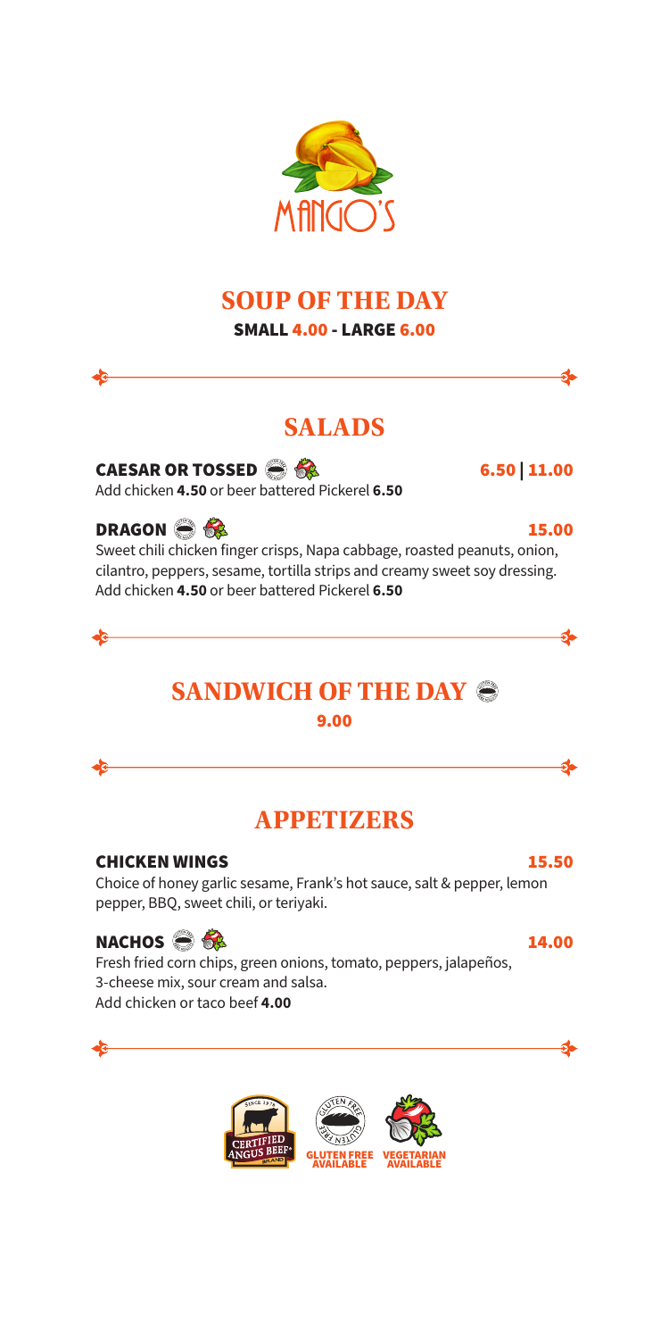MANGO'S

# SOUP OF THE DAY

**SMALL 4.00 - LARGE 6.00**

# SALADS

### CAESAR OR TOSSED — 6.50 | 11.00

Add chicken **4.50** or beer battered Pickerel **6.50**

### DRAGON — 15.00

Sweet chili chicken finger crisps, Napa cabbage, roasted peanuts, onion, cilantro, peppers, sesame, tortilla strips and creamy sweet soy dressing.
Add chicken **4.50** or beer battered Pickerel **6.50**

# SANDWICH OF THE DAY

**9.00**

# APPETIZERS

### CHICKEN WINGS — 15.50

Choice of honey garlic sesame, Frank's hot sauce, salt & pepper, lemon pepper, BBQ, sweet chili, or teriyaki.

### NACHOS — 14.00

Fresh fried corn chips, green onions, tomato, peppers, jalapeños, 3-cheese mix, sour cream and salsa.
Add chicken or taco beef **4.00**

CERTIFIED ANGUS BEEF® BRAND — SINCE 1978 | GLUTEN FREE AVAILABLE | VEGETARIAN AVAILABLE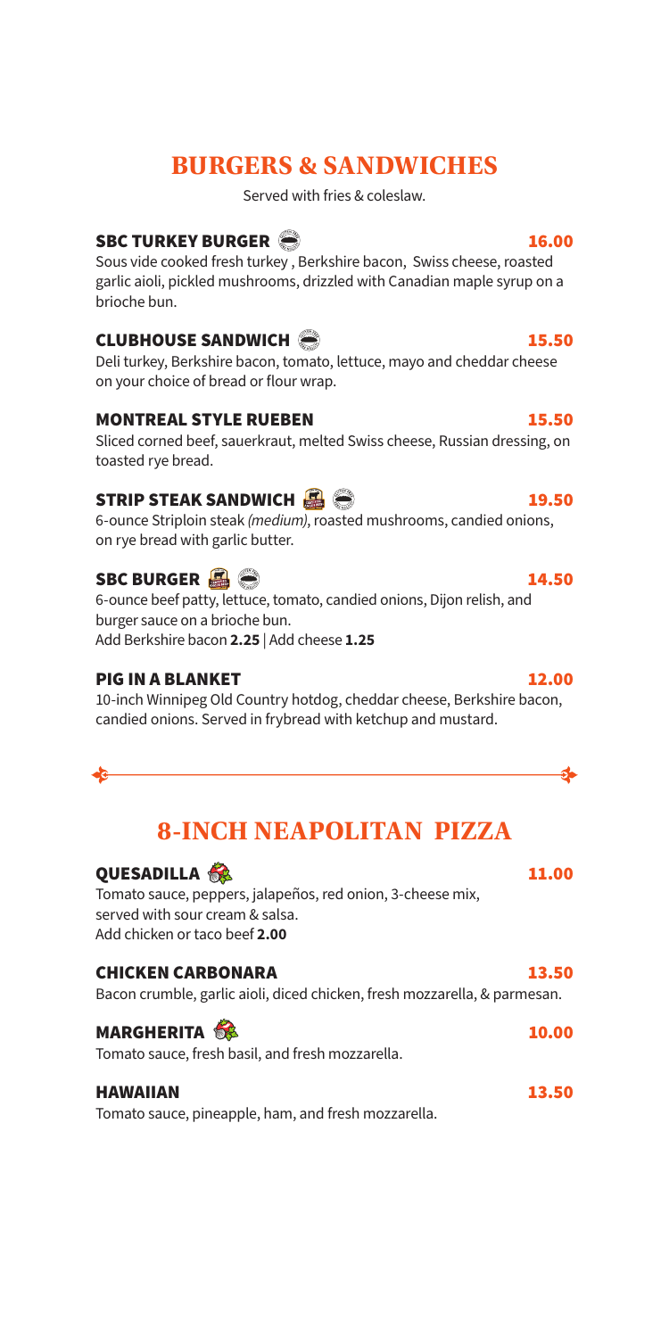# BURGERS & SANDWICHES

Served with fries & coleslaw.

### SBC TURKEY BURGER — 16.00

Sous vide cooked fresh turkey , Berkshire bacon, Swiss cheese, roasted garlic aioli, pickled mushrooms, drizzled with Canadian maple syrup on a brioche bun.

### CLUBHOUSE SANDWICH — 15.50

Deli turkey, Berkshire bacon, tomato, lettuce, mayo and cheddar cheese on your choice of bread or flour wrap.

### MONTREAL STYLE RUEBEN — 15.50

Sliced corned beef, sauerkraut, melted Swiss cheese, Russian dressing, on toasted rye bread.

### STRIP STEAK SANDWICH — 19.50

6-ounce Striploin steak *(medium)*, roasted mushrooms, candied onions, on rye bread with garlic butter.

### SBC BURGER — 14.50

6-ounce beef patty, lettuce, tomato, candied onions, Dijon relish, and burger sauce on a brioche bun.
Add Berkshire bacon **2.25** | Add cheese **1.25**

### PIG IN A BLANKET — 12.00

10-inch Winnipeg Old Country hotdog, cheddar cheese, Berkshire bacon, candied onions. Served in frybread with ketchup and mustard.

# 8-INCH NEAPOLITAN PIZZA

### QUESADILLA — 11.00

Tomato sauce, peppers, jalapeños, red onion, 3-cheese mix, served with sour cream & salsa.
Add chicken or taco beef **2.00**

### CHICKEN CARBONARA — 13.50

Bacon crumble, garlic aioli, diced chicken, fresh mozzarella, & parmesan.

### MARGHERITA — 10.00

Tomato sauce, fresh basil, and fresh mozzarella.

### HAWAIIAN — 13.50

Tomato sauce, pineapple, ham, and fresh mozzarella.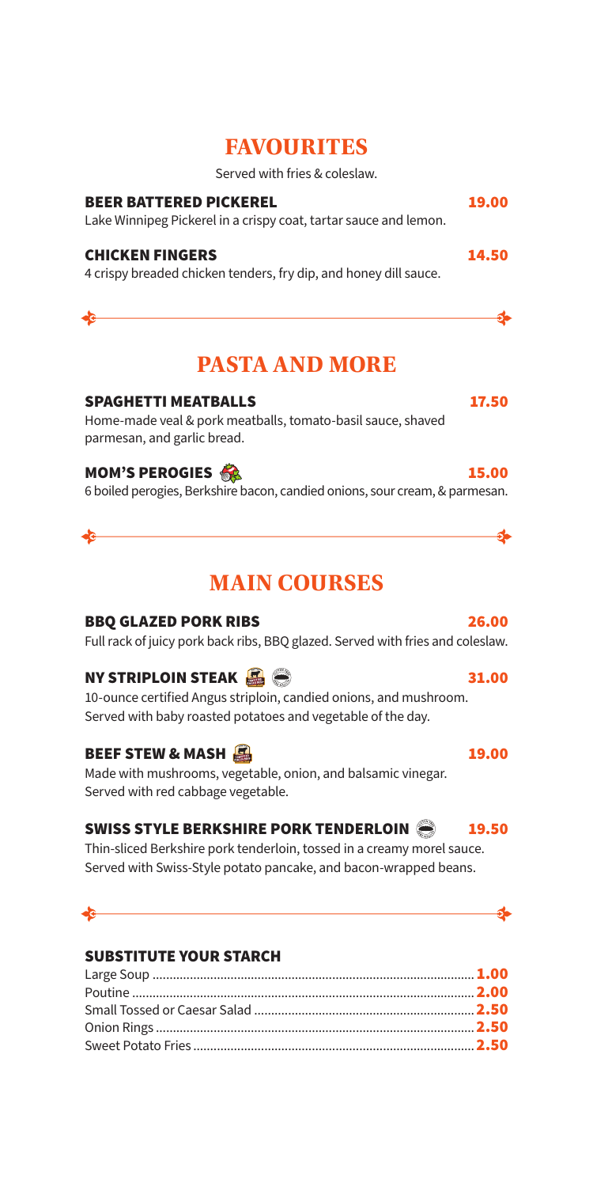# FAVOURITES

Served with fries & coleslaw.

**BEER BATTERED PICKEREL** **19.00**
Lake Winnipeg Pickerel in a crispy coat, tartar sauce and lemon.

**CHICKEN FINGERS** **14.50**
4 crispy breaded chicken tenders, fry dip, and honey dill sauce.

# PASTA AND MORE

**SPAGHETTI MEATBALLS** **17.50**
Home-made veal & pork meatballs, tomato-basil sauce, shaved parmesan, and garlic bread.

**MOM'S PEROGIES** **15.00**
6 boiled perogies, Berkshire bacon, candied onions, sour cream, & parmesan.

# MAIN COURSES

**BBQ GLAZED PORK RIBS** **26.00**
Full rack of juicy pork back ribs, BBQ glazed. Served with fries and coleslaw.

**NY STRIPLOIN STEAK** **31.00**
10-ounce certified Angus striploin, candied onions, and mushroom. Served with baby roasted potatoes and vegetable of the day.

**BEEF STEW & MASH** **19.00**
Made with mushrooms, vegetable, onion, and balsamic vinegar. Served with red cabbage vegetable.

**SWISS STYLE BERKSHIRE PORK TENDERLOIN** **19.50**
Thin-sliced Berkshire pork tenderloin, tossed in a creamy morel sauce. Served with Swiss-Style potato pancake, and bacon-wrapped beans.

### SUBSTITUTE YOUR STARCH

| Item | Price |
|---|---|
| Large Soup | **1.00** |
| Poutine | **2.00** |
| Small Tossed or Caesar Salad | **2.50** |
| Onion Rings | **2.50** |
| Sweet Potato Fries | **2.50** |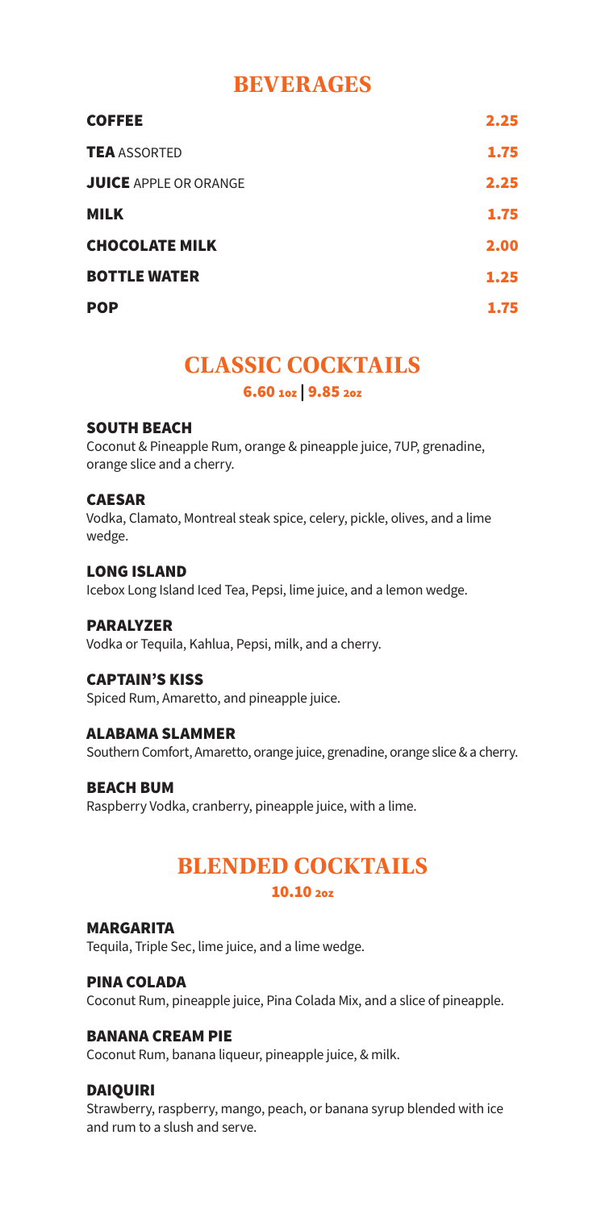# BEVERAGES

| | |
|---|---|
| **COFFEE** | 2.25 |
| **TEA** ASSORTED | 1.75 |
| **JUICE** APPLE OR ORANGE | 2.25 |
| **MILK** | 1.75 |
| **CHOCOLATE MILK** | 2.00 |
| **BOTTLE WATER** | 1.25 |
| **POP** | 1.75 |

# CLASSIC COCKTAILS

**6.60 1oz | 9.85 2oz**

### SOUTH BEACH
Coconut & Pineapple Rum, orange & pineapple juice, 7UP, grenadine, orange slice and a cherry.

### CAESAR
Vodka, Clamato, Montreal steak spice, celery, pickle, olives, and a lime wedge.

### LONG ISLAND
Icebox Long Island Iced Tea, Pepsi, lime juice, and a lemon wedge.

### PARALYZER
Vodka or Tequila, Kahlua, Pepsi, milk, and a cherry.

### CAPTAIN'S KISS
Spiced Rum, Amaretto, and pineapple juice.

### ALABAMA SLAMMER
Southern Comfort, Amaretto, orange juice, grenadine, orange slice & a cherry.

### BEACH BUM
Raspberry Vodka, cranberry, pineapple juice, with a lime.

# BLENDED COCKTAILS

**10.10 2oz**

### MARGARITA
Tequila, Triple Sec, lime juice, and a lime wedge.

### PINA COLADA
Coconut Rum, pineapple juice, Pina Colada Mix, and a slice of pineapple.

### BANANA CREAM PIE
Coconut Rum, banana liqueur, pineapple juice, & milk.

### DAIQUIRI
Strawberry, raspberry, mango, peach, or banana syrup blended with ice and rum to a slush and serve.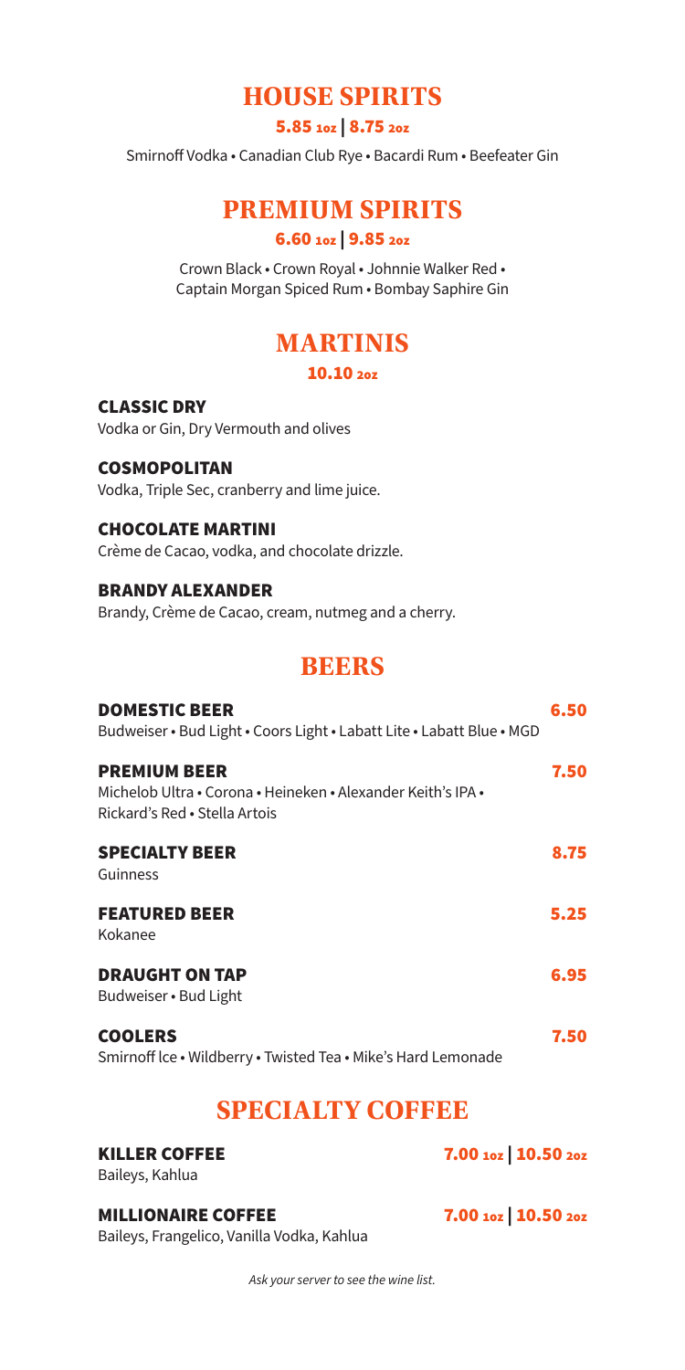## HOUSE SPIRITS

**5.85** 1oz | **8.75** 2oz

Smirnoff Vodka • Canadian Club Rye • Bacardi Rum • Beefeater Gin

## PREMIUM SPIRITS

**6.60** 1oz | **9.85** 2oz

Crown Black • Crown Royal • Johnnie Walker Red • Captain Morgan Spiced Rum • Bombay Saphire Gin

## MARTINIS

**10.10** 2oz

### CLASSIC DRY

Vodka or Gin, Dry Vermouth and olives

### COSMOPOLITAN

Vodka, Triple Sec, cranberry and lime juice.

### CHOCOLATE MARTINI

Crème de Cacao, vodka, and chocolate drizzle.

### BRANDY ALEXANDER

Brandy, Crème de Cacao, cream, nutmeg and a cherry.

## BEERS

### DOMESTIC BEER — 6.50

Budweiser • Bud Light • Coors Light • Labatt Lite • Labatt Blue • MGD

### PREMIUM BEER — 7.50

Michelob Ultra • Corona • Heineken • Alexander Keith's IPA • Rickard's Red • Stella Artois

### SPECIALTY BEER — 8.75

Guinness

### FEATURED BEER — 5.25

Kokanee

### DRAUGHT ON TAP — 6.95

Budweiser • Bud Light

### COOLERS — 7.50

Smirnoff Ice • Wildberry • Twisted Tea • Mike's Hard Lemonade

## SPECIALTY COFFEE

### KILLER COFFEE — 7.00 1oz | 10.50 2oz

Baileys, Kahlua

### MILLIONAIRE COFFEE — 7.00 1oz | 10.50 2oz

Baileys, Frangelico, Vanilla Vodka, Kahlua

*Ask your server to see the wine list.*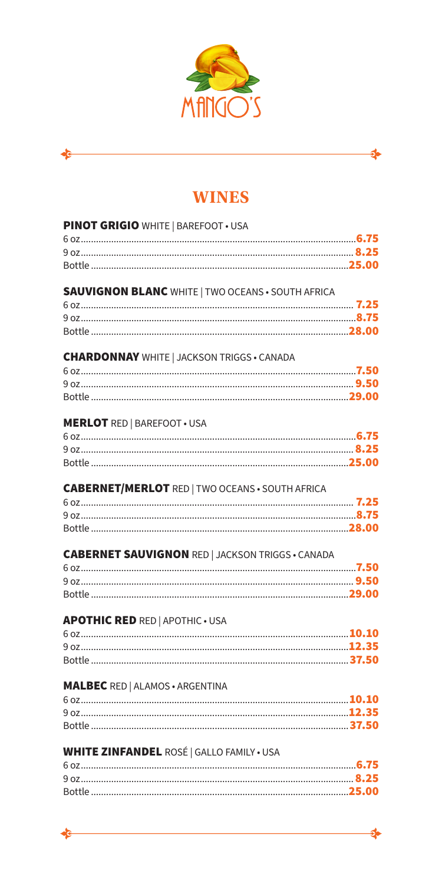MANGO'S

# WINES

### PINOT GRIGIO WHITE | BAREFOOT • USA

| | |
|---|---|
| 6 oz | 6.75 |
| 9 oz | 8.25 |
| Bottle | 25.00 |

### SAUVIGNON BLANC WHITE | TWO OCEANS • SOUTH AFRICA

| | |
|---|---|
| 6 oz | 7.25 |
| 9 oz | 8.75 |
| Bottle | 28.00 |

### CHARDONNAY WHITE | JACKSON TRIGGS • CANADA

| | |
|---|---|
| 6 oz | 7.50 |
| 9 oz | 9.50 |
| Bottle | 29.00 |

### MERLOT RED | BAREFOOT • USA

| | |
|---|---|
| 6 oz | 6.75 |
| 9 oz | 8.25 |
| Bottle | 25.00 |

### CABERNET/MERLOT RED | TWO OCEANS • SOUTH AFRICA

| | |
|---|---|
| 6 oz | 7.25 |
| 9 oz | 8.75 |
| Bottle | 28.00 |

### CABERNET SAUVIGNON RED | JACKSON TRIGGS • CANADA

| | |
|---|---|
| 6 oz | 7.50 |
| 9 oz | 9.50 |
| Bottle | 29.00 |

### APOTHIC RED RED | APOTHIC • USA

| | |
|---|---|
| 6 oz | 10.10 |
| 9 oz | 12.35 |
| Bottle | 37.50 |

### MALBEC RED | ALAMOS • ARGENTINA

| | |
|---|---|
| 6 oz | 10.10 |
| 9 oz | 12.35 |
| Bottle | 37.50 |

### WHITE ZINFANDEL ROSÉ | GALLO FAMILY • USA

| | |
|---|---|
| 6 oz | 6.75 |
| 9 oz | 8.25 |
| Bottle | 25.00 |